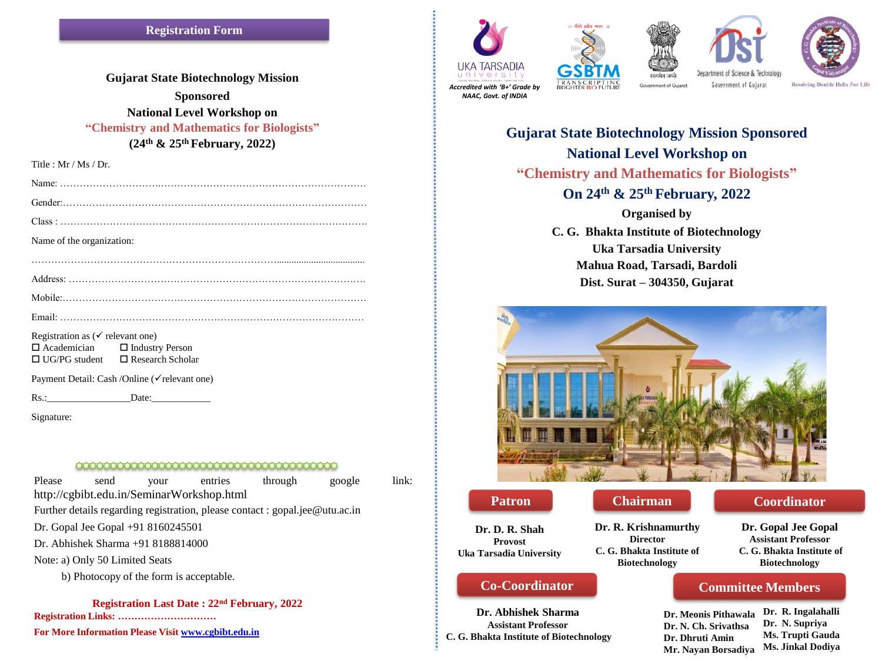## Registration Form

**Gujarat State Biotechnology Mission Sponsored**
**National Level Workshop on**
**"Chemistry and Mathematics for Biologists"**
**(24th & 25th February, 2022)**

Title : Mr / Ms / Dr.

Name: ……………………………………………………………………………………

Gender:…………………………………………………………………………………

Class : …………………………………………………………………………………

Name of the organization:

…………………………………………………………………………………………

Address: ………………………………………………………………………………

Mobile:…………………………………………………………………………………

Email: …………………………………………………………………………………

Registration as (✓ relevant one)

☐ Academician ☐ Industry Person
☐ UG/PG student ☐ Research Scholar

Payment Detail: Cash /Online (✓relevant one)

Rs.:________________Date:___________

Signature:

Please send your entries through google link: http://cgbibt.edu.in/SeminarWorkshop.html

Further details regarding registration, please contact : gopal.jee@utu.ac.in

Dr. Gopal Jee Gopal +91 8160245501

Dr. Abhishek Sharma +91 8188814000

Note: a) Only 50 Limited Seats

b) Photocopy of the form is acceptable.

**Registration Last Date : 22nd February, 2022**

**Registration Links: …………………………**

**For More Information Please Visit www.cgbibt.edu.in**

---

UKA TARSADIA university — *Accredited with 'B+' Grade by NAAC, Govt. of INDIA*

GSBTM — TRANSCRIPTING BRIGHTER BIO FUTURE

Government of Gujarat

Department of Science & Technology, Government of Gujarat

Resolving Double Helix For Life

# Gujarat State Biotechnology Mission Sponsored
## National Level Workshop on
## "Chemistry and Mathematics for Biologists"
## On 24th & 25th February, 2022

**Organised by**

**C. G. Bhakta Institute of Biotechnology**
**Uka Tarsadia University**
**Mahua Road, Tarsadi, Bardoli**
**Dist. Surat – 304350, Gujarat**

### Patron

**Dr. D. R. Shah**
Provost
Uka Tarsadia University

### Chairman

**Dr. R. Krishnamurthy**
Director
C. G. Bhakta Institute of Biotechnology

### Coordinator

**Dr. Gopal Jee Gopal**
Assistant Professor
C. G. Bhakta Institute of Biotechnology

### Co-Coordinator

**Dr. Abhishek Sharma**
Assistant Professor
C. G. Bhakta Institute of Biotechnology

### Committee Members

**Dr. Meonis Pithawala**
**Dr. N. Ch. Srivathsa**
**Dr. Dhruti Amin**
**Mr. Nayan Borsadiya**
**Dr. R. Ingalahalli**
**Dr. N. Supriya**
**Ms. Trupti Gauda**
**Ms. Jinkal Dodiya**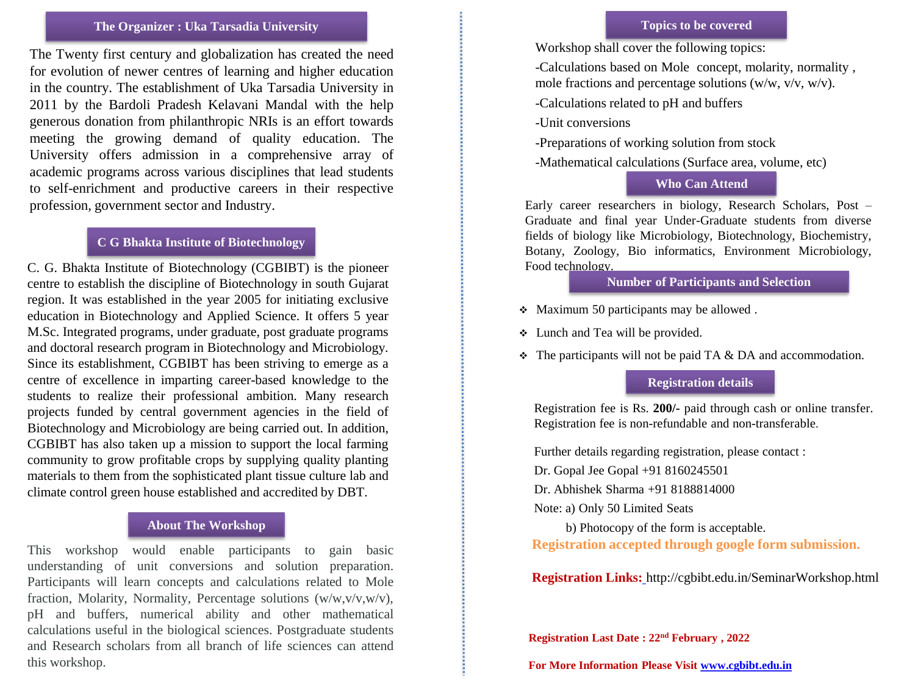## The Organizer : Uka Tarsadia University

The Twenty first century and globalization has created the need for evolution of newer centres of learning and higher education in the country. The establishment of Uka Tarsadia University in 2011 by the Bardoli Pradesh Kelavani Mandal with the help generous donation from philanthropic NRIs is an effort towards meeting the growing demand of quality education. The University offers admission in a comprehensive array of academic programs across various disciplines that lead students to self-enrichment and productive careers in their respective profession, government sector and Industry.

## C G Bhakta Institute of Biotechnology

C. G. Bhakta Institute of Biotechnology (CGBIBT) is the pioneer centre to establish the discipline of Biotechnology in south Gujarat region. It was established in the year 2005 for initiating exclusive education in Biotechnology and Applied Science. It offers 5 year M.Sc. Integrated programs, under graduate, post graduate programs and doctoral research program in Biotechnology and Microbiology. Since its establishment, CGBIBT has been striving to emerge as a centre of excellence in imparting career-based knowledge to the students to realize their professional ambition. Many research projects funded by central government agencies in the field of Biotechnology and Microbiology are being carried out. In addition, CGBIBT has also taken up a mission to support the local farming community to grow profitable crops by supplying quality planting materials to them from the sophisticated plant tissue culture lab and climate control green house established and accredited by DBT.

## About The Workshop

This workshop would enable participants to gain basic understanding of unit conversions and solution preparation. Participants will learn concepts and calculations related to Mole fraction, Molarity, Normality, Percentage solutions (w/w,v/v,w/v), pH and buffers, numerical ability and other mathematical calculations useful in the biological sciences. Postgraduate students and Research scholars from all branch of life sciences can attend this workshop.

## Topics to be covered

Workshop shall cover the following topics:

- -Calculations based on Mole concept, molarity, normality , mole fractions and percentage solutions (w/w, v/v, w/v).
- -Calculations related to pH and buffers
- -Unit conversions
- -Preparations of working solution from stock
- -Mathematical calculations (Surface area, volume, etc)

## Who Can Attend

Early career researchers in biology, Research Scholars, Post – Graduate and final year Under-Graduate students from diverse fields of biology like Microbiology, Biotechnology, Biochemistry, Botany, Zoology, Bio informatics, Environment Microbiology, Food technology.

## Number of Participants and Selection

- Maximum 50 participants may be allowed .
- Lunch and Tea will be provided.
- The participants will not be paid TA & DA and accommodation.

## Registration details

Registration fee is Rs. **200/-** paid through cash or online transfer. Registration fee is non-refundable and non-transferable.

Further details regarding registration, please contact :

Dr. Gopal Jee Gopal +91 8160245501

Dr. Abhishek Sharma +91 8188814000

Note: a) Only 50 Limited Seats

b) Photocopy of the form is acceptable.

**Registration accepted through google form submission.**

**Registration Links:** http://cgbibt.edu.in/SeminarWorkshop.html

**Registration Last Date : 22nd February , 2022**

**For More Information Please Visit www.cgbibt.edu.in**